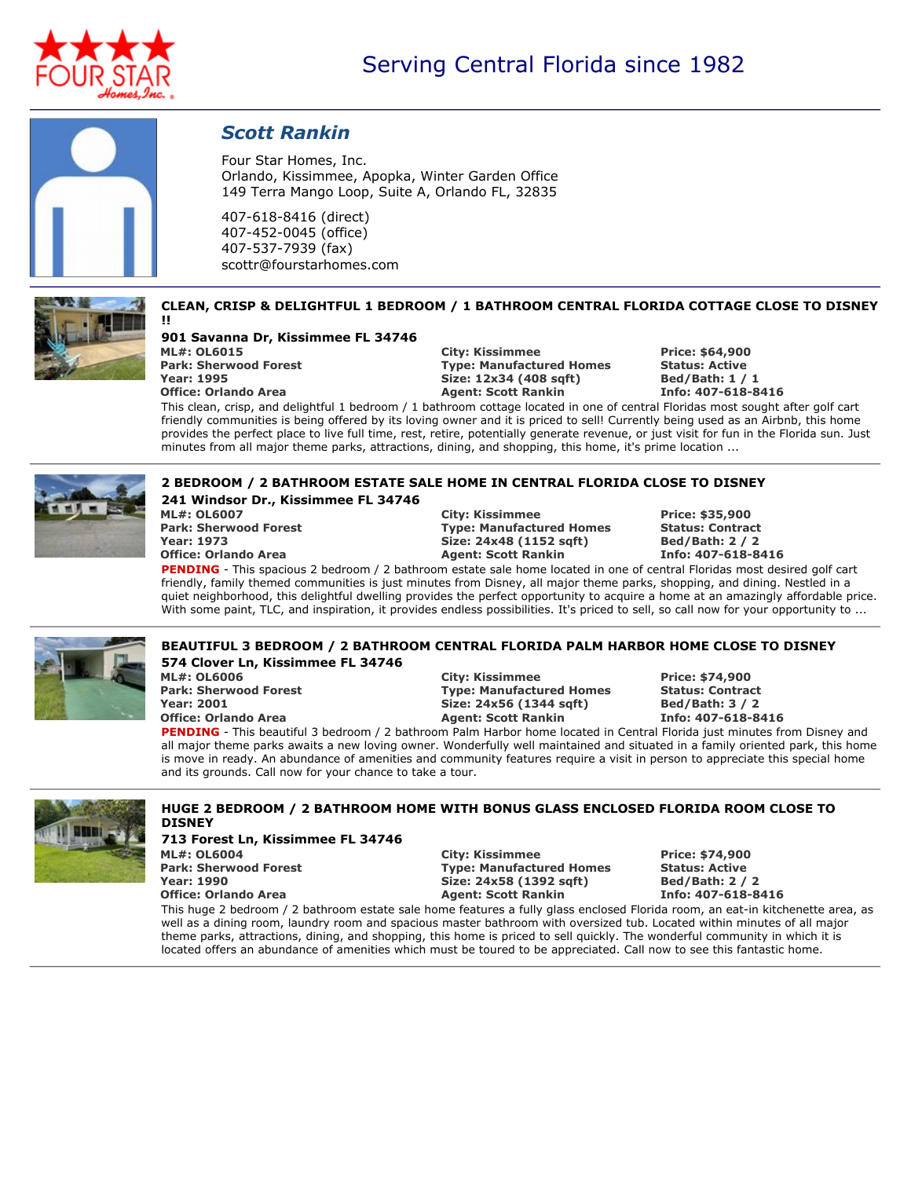Serving Central Florida since 1982

## *Scott Rankin*

Four Star Homes, Inc.
Orlando, Kissimmee, Apopka, Winter Garden Office
149 Terra Mango Loop, Suite A, Orlando FL, 32835

407-618-8416 (direct)
407-452-0045 (office)
407-537-7939 (fax)
scottr@fourstarhomes.com

---

### CLEAN, CRISP & DELIGHTFUL 1 BEDROOM / 1 BATHROOM CENTRAL FLORIDA COTTAGE CLOSE TO DISNEY !!

**901 Savanna Dr, Kissimmee FL 34746**

**ML#: OL6015** | **City: Kissimmee** | **Price: $64,900**
**Park: Sherwood Forest** | **Type: Manufactured Homes** | **Status: Active**
**Year: 1995** | **Size: 12x34 (408 sqft)** | **Bed/Bath: 1 / 1**
**Office: Orlando Area** | **Agent: Scott Rankin** | **Info: 407-618-8416**

This clean, crisp, and delightful 1 bedroom / 1 bathroom cottage located in one of central Floridas most sought after golf cart friendly communities is being offered by its loving owner and it is priced to sell! Currently being used as an Airbnb, this home provides the perfect place to live full time, rest, retire, potentially generate revenue, or just visit for fun in the Florida sun. Just minutes from all major theme parks, attractions, dining, and shopping, this home, it's prime location ...

---

### 2 BEDROOM / 2 BATHROOM ESTATE SALE HOME IN CENTRAL FLORIDA CLOSE TO DISNEY

**241 Windsor Dr., Kissimmee FL 34746**

**ML#: OL6007** | **City: Kissimmee** | **Price: $35,900**
**Park: Sherwood Forest** | **Type: Manufactured Homes** | **Status: Contract**
**Year: 1973** | **Size: 24x48 (1152 sqft)** | **Bed/Bath: 2 / 2**
**Office: Orlando Area** | **Agent: Scott Rankin** | **Info: 407-618-8416**

**PENDING** - This spacious 2 bedroom / 2 bathroom estate sale home located in one of central Floridas most desired golf cart friendly, family themed communities is just minutes from Disney, all major theme parks, shopping, and dining. Nestled in a quiet neighborhood, this delightful dwelling provides the perfect opportunity to acquire a home at an amazingly affordable price. With some paint, TLC, and inspiration, it provides endless possibilities. It's priced to sell, so call now for your opportunity to ...

---

### BEAUTIFUL 3 BEDROOM / 2 BATHROOM CENTRAL FLORIDA PALM HARBOR HOME CLOSE TO DISNEY

**574 Clover Ln, Kissimmee FL 34746**

**ML#: OL6006** | **City: Kissimmee** | **Price: $74,900**
**Park: Sherwood Forest** | **Type: Manufactured Homes** | **Status: Contract**
**Year: 2001** | **Size: 24x56 (1344 sqft)** | **Bed/Bath: 3 / 2**
**Office: Orlando Area** | **Agent: Scott Rankin** | **Info: 407-618-8416**

**PENDING** - This beautiful 3 bedroom / 2 bathroom Palm Harbor home located in Central Florida just minutes from Disney and all major theme parks awaits a new loving owner. Wonderfully well maintained and situated in a family oriented park, this home is move in ready. An abundance of amenities and community features require a visit in person to appreciate this special home and its grounds. Call now for your chance to take a tour.

---

### HUGE 2 BEDROOM / 2 BATHROOM HOME WITH BONUS GLASS ENCLOSED FLORIDA ROOM CLOSE TO DISNEY

**713 Forest Ln, Kissimmee FL 34746**

**ML#: OL6004** | **City: Kissimmee** | **Price: $74,900**
**Park: Sherwood Forest** | **Type: Manufactured Homes** | **Status: Active**
**Year: 1990** | **Size: 24x58 (1392 sqft)** | **Bed/Bath: 2 / 2**
**Office: Orlando Area** | **Agent: Scott Rankin** | **Info: 407-618-8416**

This huge 2 bedroom / 2 bathroom estate sale home features a fully glass enclosed Florida room, an eat-in kitchenette area, as well as a dining room, laundry room and spacious master bathroom with oversized tub. Located within minutes of all major theme parks, attractions, dining, and shopping, this home is priced to sell quickly. The wonderful community in which it is located offers an abundance of amenities which must be toured to be appreciated. Call now to see this fantastic home.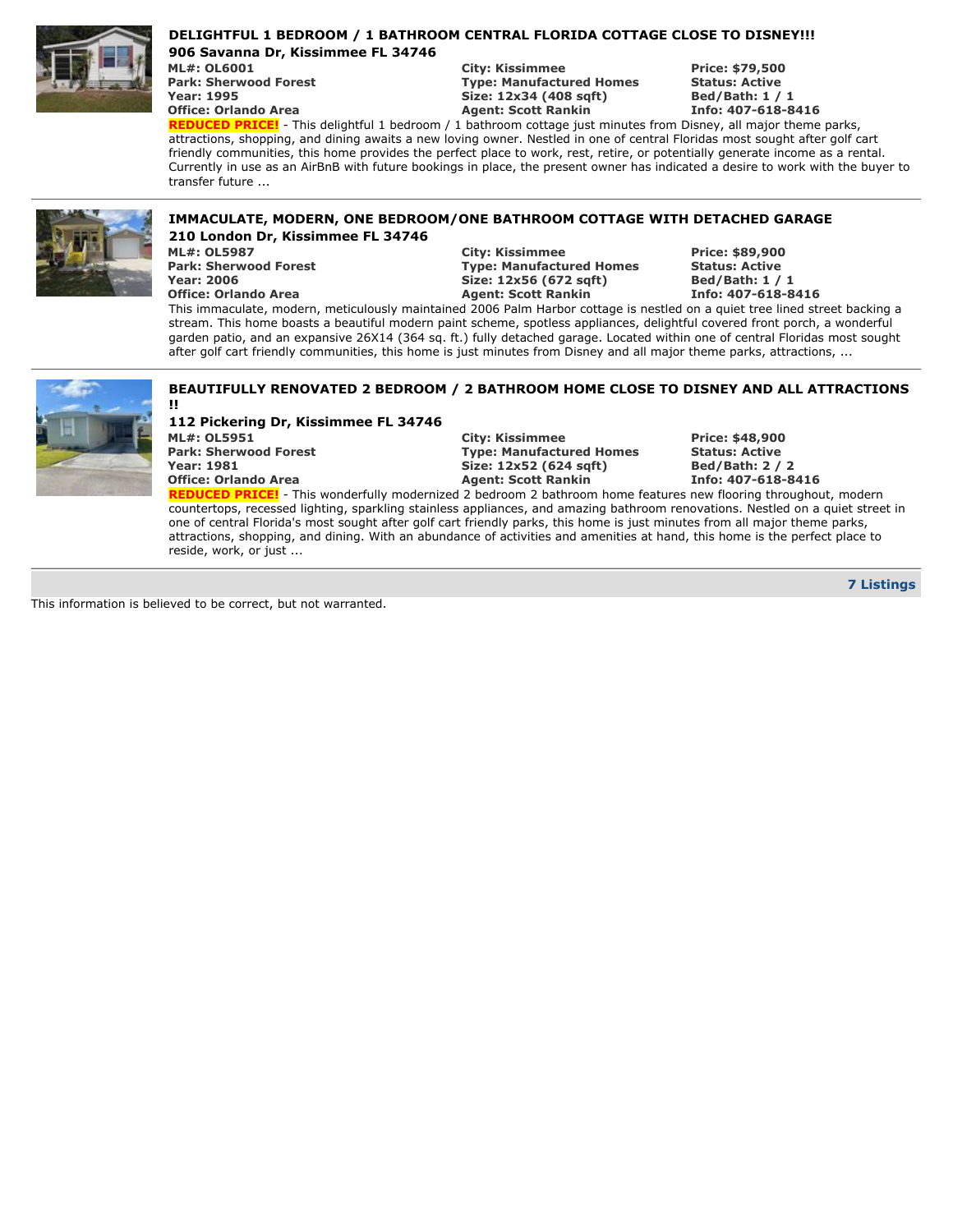### DELIGHTFUL 1 BEDROOM / 1 BATHROOM CENTRAL FLORIDA COTTAGE CLOSE TO DISNEY!!!

**906 Savanna Dr, Kissimmee FL 34746**

**ML#: OL6001**
**Park: Sherwood Forest**
**Year: 1995**
**Office: Orlando Area**
**City: Kissimmee**
**Type: Manufactured Homes**
**Size: 12x34 (408 sqft)**
**Agent: Scott Rankin**
**Price: $79,500**
**Status: Active**
**Bed/Bath: 1 / 1**
**Info: 407-618-8416**

**REDUCED PRICE!** - This delightful 1 bedroom / 1 bathroom cottage just minutes from Disney, all major theme parks, attractions, shopping, and dining awaits a new loving owner. Nestled in one of central Floridas most sought after golf cart friendly communities, this home provides the perfect place to work, rest, retire, or potentially generate income as a rental. Currently in use as an AirBnB with future bookings in place, the present owner has indicated a desire to work with the buyer to transfer future ...

---

### IMMACULATE, MODERN, ONE BEDROOM/ONE BATHROOM COTTAGE WITH DETACHED GARAGE

**210 London Dr, Kissimmee FL 34746**

**ML#: OL5987**
**Park: Sherwood Forest**
**Year: 2006**
**Office: Orlando Area**
**City: Kissimmee**
**Type: Manufactured Homes**
**Size: 12x56 (672 sqft)**
**Agent: Scott Rankin**
**Price: $89,900**
**Status: Active**
**Bed/Bath: 1 / 1**
**Info: 407-618-8416**

This immaculate, modern, meticulously maintained 2006 Palm Harbor cottage is nestled on a quiet tree lined street backing a stream. This home boasts a beautiful modern paint scheme, spotless appliances, delightful covered front porch, a wonderful garden patio, and an expansive 26X14 (364 sq. ft.) fully detached garage. Located within one of central Floridas most sought after golf cart friendly communities, this home is just minutes from Disney and all major theme parks, attractions, ...

---

### BEAUTIFULLY RENOVATED 2 BEDROOM / 2 BATHROOM HOME CLOSE TO DISNEY AND ALL ATTRACTIONS !!

**112 Pickering Dr, Kissimmee FL 34746**

**ML#: OL5951**
**Park: Sherwood Forest**
**Year: 1981**
**Office: Orlando Area**
**City: Kissimmee**
**Type: Manufactured Homes**
**Size: 12x52 (624 sqft)**
**Agent: Scott Rankin**
**Price: $48,900**
**Status: Active**
**Bed/Bath: 2 / 2**
**Info: 407-618-8416**

**REDUCED PRICE!** - This wonderfully modernized 2 bedroom 2 bathroom home features new flooring throughout, modern countertops, recessed lighting, sparkling stainless appliances, and amazing bathroom renovations. Nestled on a quiet street in one of central Florida's most sought after golf cart friendly parks, this home is just minutes from all major theme parks, attractions, shopping, and dining. With an abundance of activities and amenities at hand, this home is the perfect place to reside, work, or just ...

---

**7 Listings**

This information is believed to be correct, but not warranted.